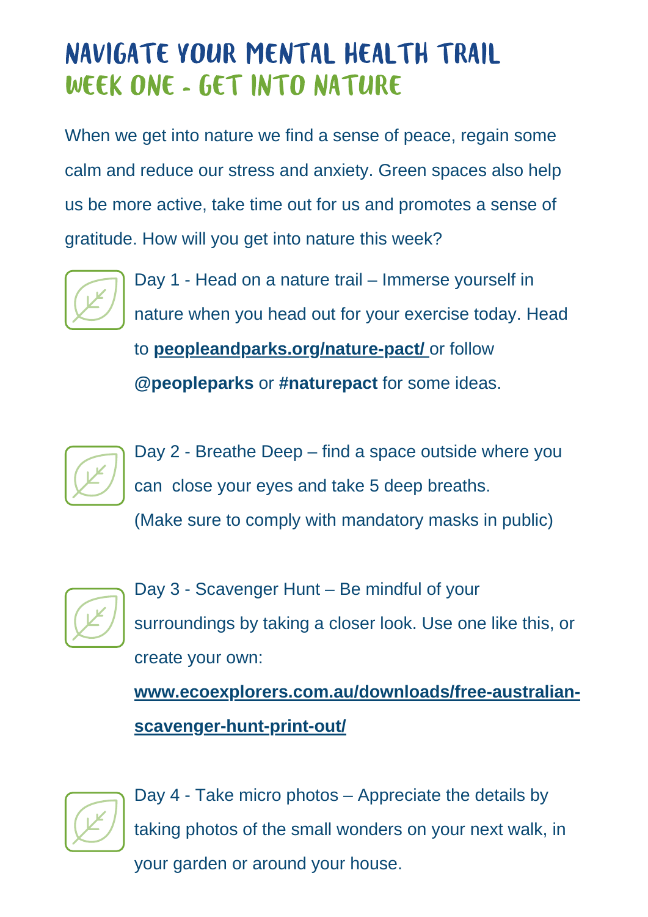# NAVIGATE YOUR MENTAL HEALTH TRAIL
## WEEK ONE - GET INTO NATURE

When we get into nature we find a sense of peace, regain some calm and reduce our stress and anxiety. Green spaces also help us be more active, take time out for us and promotes a sense of gratitude. How will you get into nature this week?

- Day 1 - Head on a nature trail – Immerse yourself in nature when you head out for your exercise today. Head to **peopleandparks.org/nature-pact/** or follow **@peopleparks** or **#naturepact** for some ideas.

- Day 2 - Breathe Deep – find a space outside where you can close your eyes and take 5 deep breaths. (Make sure to comply with mandatory masks in public)

- Day 3 - Scavenger Hunt – Be mindful of your surroundings by taking a closer look. Use one like this, or create your own: **www.ecoexplorers.com.au/downloads/free-australian-scavenger-hunt-print-out/**

- Day 4 - Take micro photos – Appreciate the details by taking photos of the small wonders on your next walk, in your garden or around your house.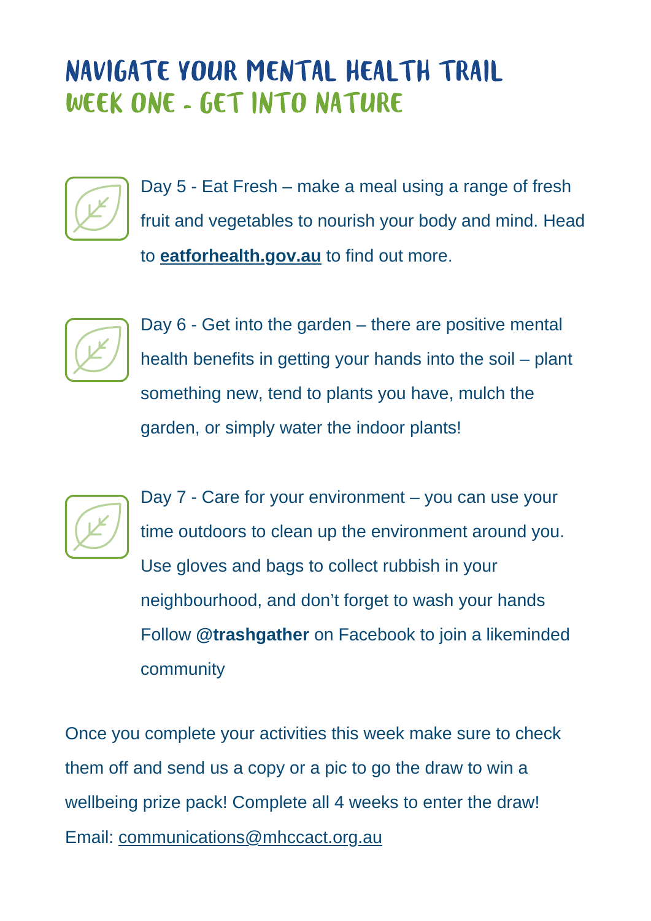# NAVIGATE YOUR MENTAL HEALTH TRAIL
## WEEK ONE - GET INTO NATURE

Day 5 - Eat Fresh – make a meal using a range of fresh fruit and vegetables to nourish your body and mind. Head to **eatforhealth.gov.au** to find out more.

Day 6 - Get into the garden – there are positive mental health benefits in getting your hands into the soil – plant something new, tend to plants you have, mulch the garden, or simply water the indoor plants!

Day 7 - Care for your environment – you can use your time outdoors to clean up the environment around you. Use gloves and bags to collect rubbish in your neighbourhood, and don't forget to wash your hands Follow @**trashgather** on Facebook to join a likeminded community

Once you complete your activities this week make sure to check them off and send us a copy or a pic to go the draw to win a wellbeing prize pack! Complete all 4 weeks to enter the draw! Email: communications@mhccact.org.au